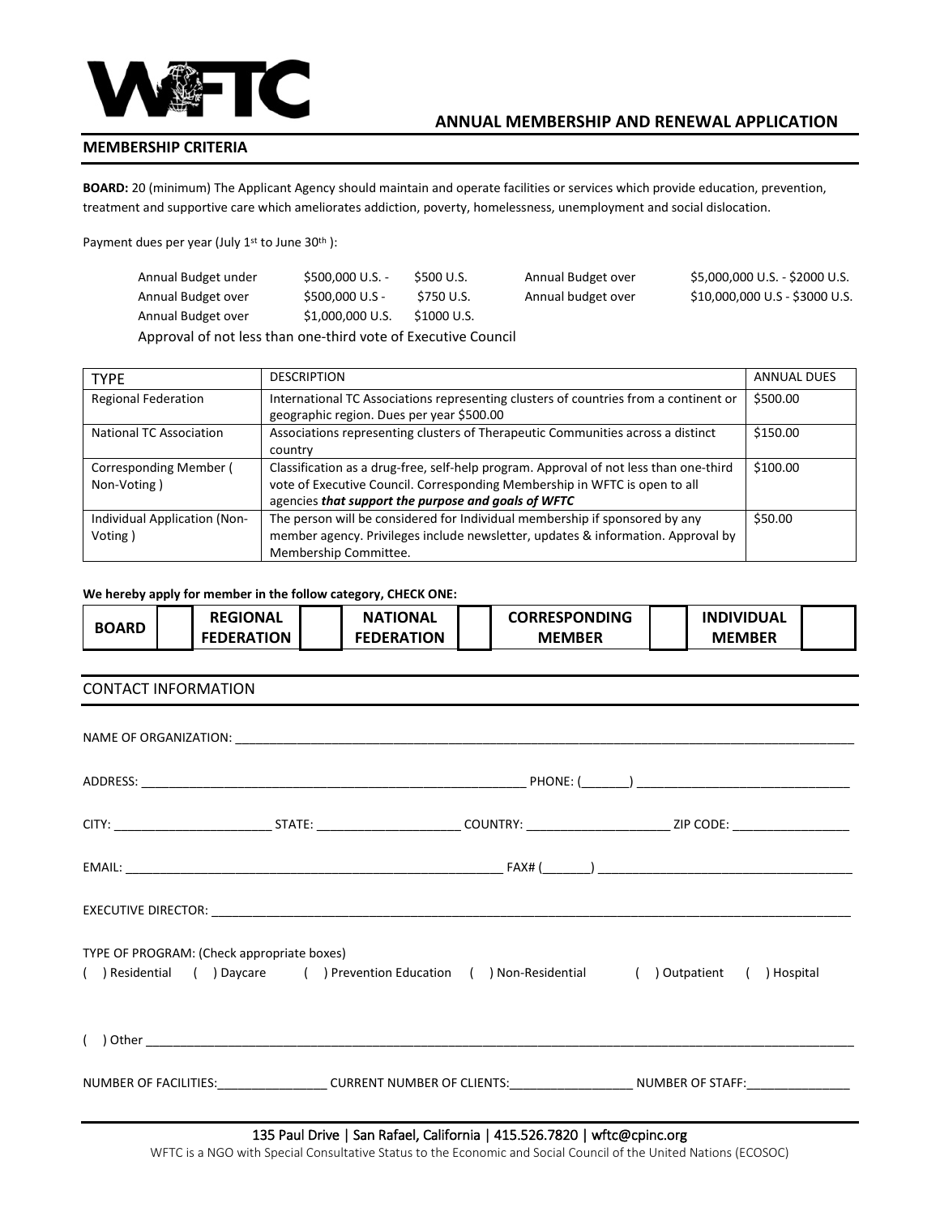WFTC

# ANNUAL MEMBERSHIP AND RENEWAL APPLICATION

## MEMBERSHIP CRITERIA

**BOARD:** 20 (minimum) The Applicant Agency should maintain and operate facilities or services which provide education, prevention, treatment and supportive care which ameliorates addiction, poverty, homelessness, unemployment and social dislocation.

Payment dues per year (July 1st to June 30th ):

| | | | | |
|---|---|---|---|---|
| Annual Budget under | \$500,000 U.S. - | \$500 U.S. | Annual Budget over | \$5,000,000 U.S. - \$2000 U.S. |
| Annual Budget over | \$500,000 U.S - | \$750 U.S. | Annual budget over | \$10,000,000 U.S - \$3000 U.S. |
| Annual Budget over | \$1,000,000 U.S. | \$1000 U.S. | | |

Approval of not less than one-third vote of Executive Council

| TYPE | DESCRIPTION | ANNUAL DUES |
|---|---|---|
| Regional Federation | International TC Associations representing clusters of countries from a continent or geographic region. Dues per year \$500.00 | \$500.00 |
| National TC Association | Associations representing clusters of Therapeutic Communities across a distinct country | \$150.00 |
| Corresponding Member ( Non-Voting ) | Classification as a drug-free, self-help program. Approval of not less than one-third vote of Executive Council. Corresponding Membership in WFTC is open to all agencies ***that support the purpose and goals of WFTC*** | \$100.00 |
| Individual Application (Non-Voting ) | The person will be considered for Individual membership if sponsored by any member agency. Privileges include newsletter, updates & information. Approval by Membership Committee. | \$50.00 |

**We hereby apply for member in the follow category, CHECK ONE:**

| BOARD | | REGIONAL FEDERATION | | NATIONAL FEDERATION | | CORRESPONDING MEMBER | | INDIVIDUAL MEMBER | |
|---|---|---|---|---|---|---|---|---|---|

## CONTACT INFORMATION

NAME OF ORGANIZATION: ______________________________________________

ADDRESS: ______________________________ PHONE: (_______) ______________________

CITY: __________________ STATE: __________________ COUNTRY: __________________ ZIP CODE: ______________

EMAIL: ______________________________ FAX# (_______) ______________________

EXECUTIVE DIRECTOR: ______________________________________________

TYPE OF PROGRAM: (Check appropriate boxes)

( ) Residential ( ) Daycare ( ) Prevention Education ( ) Non-Residential ( ) Outpatient ( ) Hospital

( ) Other ______________________________________________

NUMBER OF FACILITIES:______________ CURRENT NUMBER OF CLIENTS:______________ NUMBER OF STAFF:______________

135 Paul Drive | San Rafael, California | 415.526.7820 | wftc@cpinc.org

WFTC is a NGO with Special Consultative Status to the Economic and Social Council of the United Nations (ECOSOC)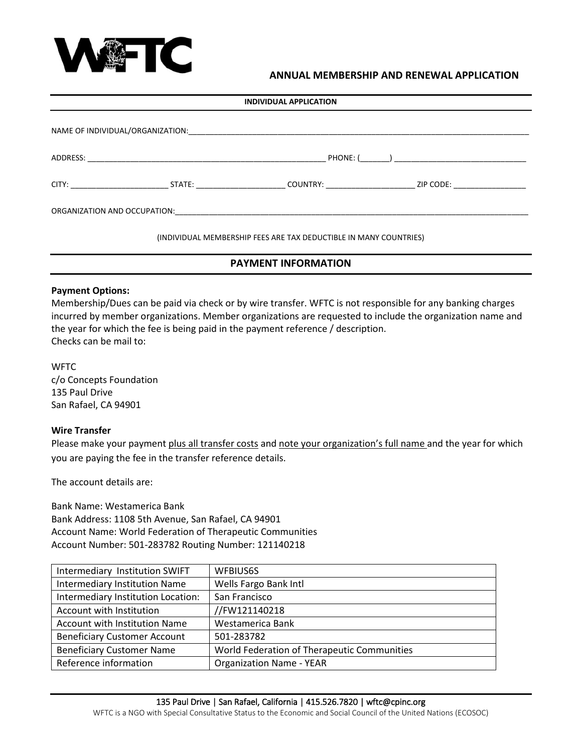WFTC

# ANNUAL MEMBERSHIP AND RENEWAL APPLICATION

**INDIVIDUAL APPLICATION**

NAME OF INDIVIDUAL/ORGANIZATION:\_\_\_\_\_\_\_\_\_\_\_\_\_\_\_\_\_\_\_\_\_\_\_\_\_\_\_\_\_\_\_\_\_\_\_\_\_\_\_\_

ADDRESS: \_\_\_\_\_\_\_\_\_\_\_\_\_\_\_\_\_\_\_\_\_\_\_\_\_\_\_\_\_\_ PHONE: (\_\_\_\_\_\_\_) \_\_\_\_\_\_\_\_\_\_\_\_\_\_\_\_\_\_\_\_

CITY: \_\_\_\_\_\_\_\_\_\_\_\_\_\_\_\_ STATE: \_\_\_\_\_\_\_\_\_\_\_\_\_\_\_\_ COUNTRY: \_\_\_\_\_\_\_\_\_\_\_\_\_\_\_\_ ZIP CODE: \_\_\_\_\_\_\_\_\_\_\_\_\_\_\_\_

ORGANIZATION AND OCCUPATION:\_\_\_\_\_\_\_\_\_\_\_\_\_\_\_\_\_\_\_\_\_\_\_\_\_\_\_\_\_\_\_\_\_\_\_\_\_\_\_\_

(INDIVIDUAL MEMBERSHIP FEES ARE TAX DEDUCTIBLE IN MANY COUNTRIES)

## PAYMENT INFORMATION

**Payment Options:**

Membership/Dues can be paid via check or by wire transfer. WFTC is not responsible for any banking charges incurred by member organizations. Member organizations are requested to include the organization name and the year for which the fee is being paid in the payment reference / description.
Checks can be mail to:

WFTC
c/o Concepts Foundation
135 Paul Drive
San Rafael, CA 94901

**Wire Transfer**

Please make your payment <u>plus all transfer costs</u> and <u>note your organization's full name</u> and the year for which you are paying the fee in the transfer reference details.

The account details are:

Bank Name: Westamerica Bank
Bank Address: 1108 5th Avenue, San Rafael, CA 94901
Account Name: World Federation of Therapeutic Communities
Account Number: 501-283782 Routing Number: 121140218

| | |
|---|---|
| Intermediary Institution SWIFT | WFBIUS6S |
| Intermediary Institution Name | Wells Fargo Bank Intl |
| Intermediary Institution Location: | San Francisco |
| Account with Institution | //FW121140218 |
| Account with Institution Name | Westamerica Bank |
| Beneficiary Customer Account | 501-283782 |
| Beneficiary Customer Name | World Federation of Therapeutic Communities |
| Reference information | Organization Name - YEAR |

135 Paul Drive | San Rafael, California | 415.526.7820 | wftc@cpinc.org
WFTC is a NGO with Special Consultative Status to the Economic and Social Council of the United Nations (ECOSOC)